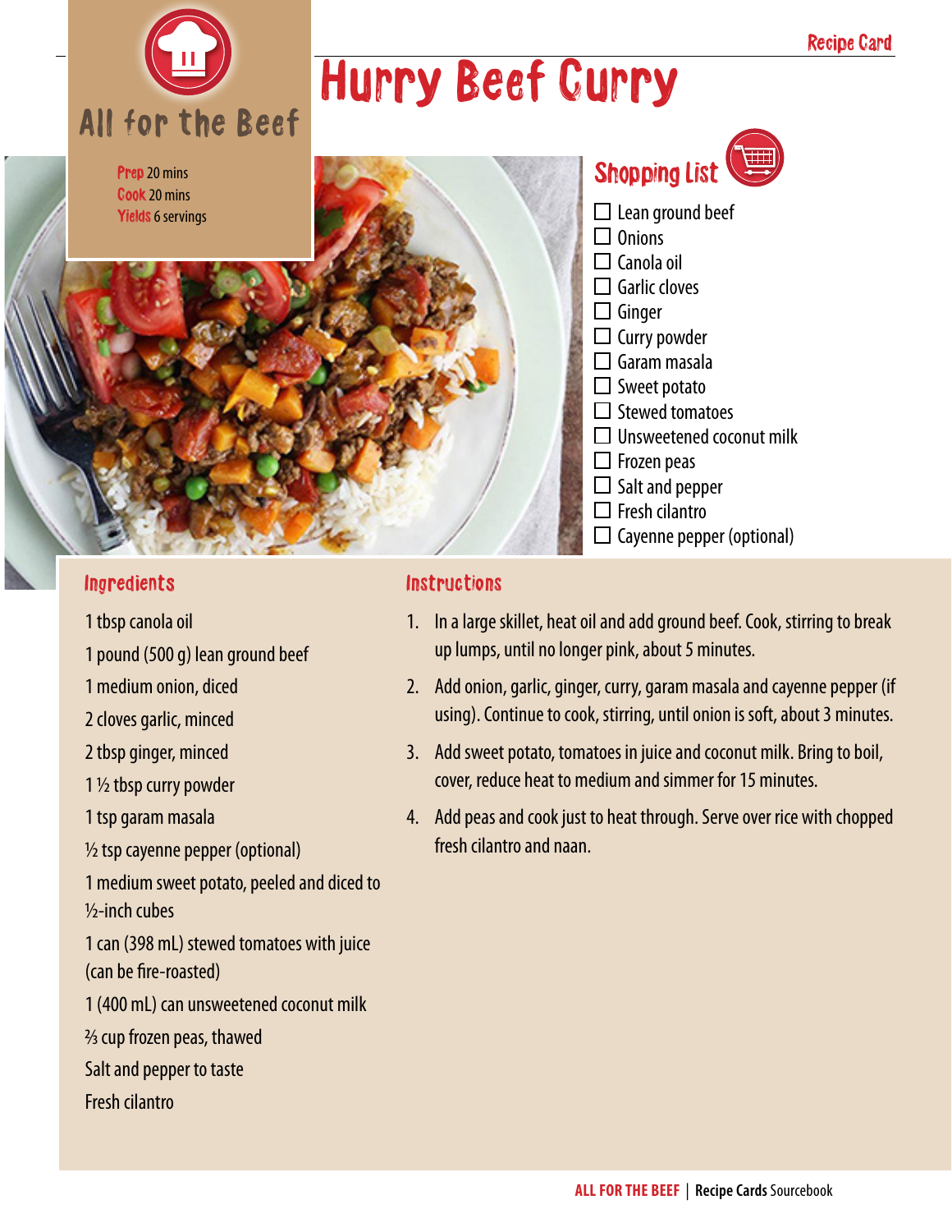# Hurry Beef Curry

All for the Beef

**Prep** 20 mins
**Cook** 20 mins
**Yields** 6 servings

## Shopping List

- ☐ Lean ground beef
- ☐ Onions
- ☐ Canola oil
- ☐ Garlic cloves
- ☐ Ginger
- ☐ Curry powder
- ☐ Garam masala
- ☐ Sweet potato
- ☐ Stewed tomatoes
- ☐ Unsweetened coconut milk
- ☐ Frozen peas
- ☐ Salt and pepper
- ☐ Fresh cilantro
- ☐ Cayenne pepper (optional)

## Ingredients

1 tbsp canola oil

1 pound (500 g) lean ground beef

1 medium onion, diced

2 cloves garlic, minced

2 tbsp ginger, minced

1 ½ tbsp curry powder

1 tsp garam masala

½ tsp cayenne pepper (optional)

1 medium sweet potato, peeled and diced to ½-inch cubes

1 can (398 mL) stewed tomatoes with juice (can be fire-roasted)

1 (400 mL) can unsweetened coconut milk

⅔ cup frozen peas, thawed

Salt and pepper to taste

Fresh cilantro

## Instructions

1. In a large skillet, heat oil and add ground beef. Cook, stirring to break up lumps, until no longer pink, about 5 minutes.
2. Add onion, garlic, ginger, curry, garam masala and cayenne pepper (if using). Continue to cook, stirring, until onion is soft, about 3 minutes.
3. Add sweet potato, tomatoes in juice and coconut milk. Bring to boil, cover, reduce heat to medium and simmer for 15 minutes.
4. Add peas and cook just to heat through. Serve over rice with chopped fresh cilantro and naan.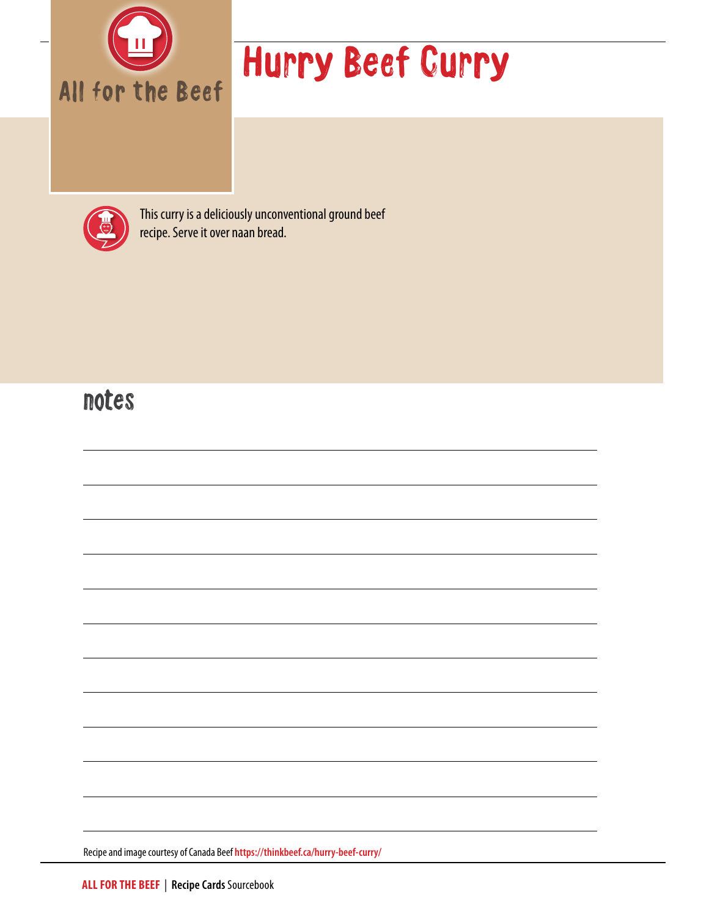All for the Beef

# Hurry Beef Curry

This curry is a deliciously unconventional ground beef recipe. Serve it over naan bread.

## notes

Recipe and image courtesy of Canada Beef https://thinkbeef.ca/hurry-beef-curry/